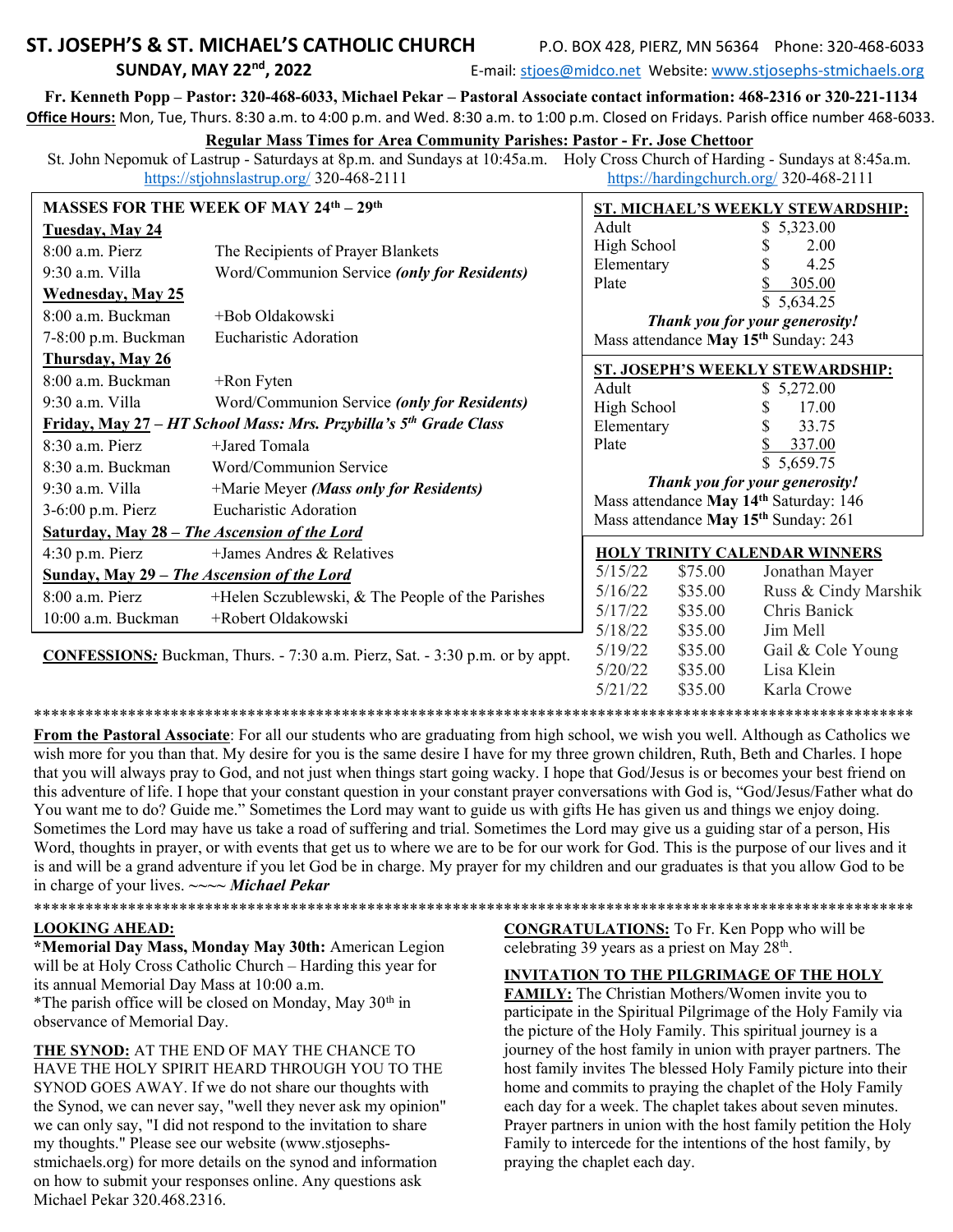# ST. JOSEPH'S & ST. MICHAEL'S CATHOLIC CHURCH

P.O. BOX 428, PIERZ, MN 56364 Phone: 320-468-6033

**SUNDAY, MAY 22nd, 2022**

E-mail: stjoes@midco.net Website: www.stjosephs-stmichaels.org

**Fr. Kenneth Popp – Pastor: 320-468-6033, Michael Pekar – Pastoral Associate contact information: 468-2316 or 320-221-1134**

**Office Hours:** Mon, Tue, Thurs. 8:30 a.m. to 4:00 p.m. and Wed. 8:30 a.m. to 1:00 p.m. Closed on Fridays. Parish office number 468-6033.

**Regular Mass Times for Area Community Parishes: Pastor - Fr. Jose Chettoor**

St. John Nepomuk of Lastrup - Saturdays at 8p.m. and Sundays at 10:45a.m. https://stjohnslastrup.org/ 320-468-2111

Holy Cross Church of Harding - Sundays at 8:45a.m. https://hardingchurch.org/ 320-468-2111

## MASSES FOR THE WEEK OF MAY 24th – 29th

**Tuesday, May 24**

| | |
|---|---|
| 8:00 a.m. Pierz | The Recipients of Prayer Blankets |
| 9:30 a.m. Villa | Word/Communion Service ***(only for Residents)*** |

**Wednesday, May 25**

| | |
|---|---|
| 8:00 a.m. Buckman | +Bob Oldakowski |
| 7-8:00 p.m. Buckman | Eucharistic Adoration |

**Thursday, May 26**

| | |
|---|---|
| 8:00 a.m. Buckman | +Ron Fyten |
| 9:30 a.m. Villa | Word/Communion Service ***(only for Residents)*** |

**Friday, May 27** – ***HT School Mass: Mrs. Przybilla's 5th Grade Class***

| | |
|---|---|
| 8:30 a.m. Pierz | +Jared Tomala |
| 8:30 a.m. Buckman | Word/Communion Service |
| 9:30 a.m. Villa | +Marie Meyer ***(Mass only for Residents)*** |
| 3-6:00 p.m. Pierz | Eucharistic Adoration |

**Saturday, May 28 – *The Ascension of the Lord***

| | |
|---|---|
| 4:30 p.m. Pierz | +James Andres & Relatives |

**Sunday, May 29 – *The Ascension of the Lord***

| | |
|---|---|
| 8:00 a.m. Pierz | +Helen Sczublewski, & The People of the Parishes |
| 10:00 a.m. Buckman | +Robert Oldakowski |

**CONFESSIONS:** Buckman, Thurs. - 7:30 a.m. Pierz, Sat. - 3:30 p.m. or by appt.

## ST. MICHAEL'S WEEKLY STEWARDSHIP:

| | |
|---|---|
| Adult | $ 5,323.00 |
| High School | $ 2.00 |
| Elementary | $ 4.25 |
| Plate | $ 305.00 |
| | $ 5,634.25 |

***Thank you for your generosity!***

Mass attendance **May 15th** Sunday: 243

## ST. JOSEPH'S WEEKLY STEWARDSHIP:

| | |
|---|---|
| Adult | $ 5,272.00 |
| High School | $ 17.00 |
| Elementary | $ 33.75 |
| Plate | $ 337.00 |
| | $ 5,659.75 |

***Thank you for your generosity!***

Mass attendance **May 14th** Saturday: 146

Mass attendance **May 15th** Sunday: 261

## HOLY TRINITY CALENDAR WINNERS

| | | |
|---|---|---|
| 5/15/22 | $75.00 | Jonathan Mayer |
| 5/16/22 | $35.00 | Russ & Cindy Marshik |
| 5/17/22 | $35.00 | Chris Banick |
| 5/18/22 | $35.00 | Jim Mell |
| 5/19/22 | $35.00 | Gail & Cole Young |
| 5/20/22 | $35.00 | Lisa Klein |
| 5/21/22 | $35.00 | Karla Crowe |

**From the Pastoral Associate**: For all our students who are graduating from high school, we wish you well. Although as Catholics we wish more for you than that. My desire for you is the same desire I have for my three grown children, Ruth, Beth and Charles. I hope that you will always pray to God, and not just when things start going wacky. I hope that God/Jesus is or becomes your best friend on this adventure of life. I hope that your constant question in your constant prayer conversations with God is, "God/Jesus/Father what do You want me to do? Guide me." Sometimes the Lord may want to guide us with gifts He has given us and things we enjoy doing. Sometimes the Lord may have us take a road of suffering and trial. Sometimes the Lord may give us a guiding star of a person, His Word, thoughts in prayer, or with events that get us to where we are to be for our work for God. This is the purpose of our lives and it is and will be a grand adventure if you let God be in charge. My prayer for my children and our graduates is that you allow God to be in charge of your lives. **~~~~ *Michael Pekar***

**LOOKING AHEAD:**

**\*Memorial Day Mass, Monday May 30th:** American Legion will be at Holy Cross Catholic Church – Harding this year for its annual Memorial Day Mass at 10:00 a.m.

\*The parish office will be closed on Monday, May 30th in observance of Memorial Day.

**THE SYNOD:** AT THE END OF MAY THE CHANCE TO HAVE THE HOLY SPIRIT HEARD THROUGH YOU TO THE SYNOD GOES AWAY. If we do not share our thoughts with the Synod, we can never say, "well they never ask my opinion" we can only say, "I did not respond to the invitation to share my thoughts." Please see our website (www.stjosephs-stmichaels.org) for more details on the synod and information on how to submit your responses online. Any questions ask Michael Pekar 320.468.2316.

**CONGRATULATIONS:** To Fr. Ken Popp who will be celebrating 39 years as a priest on May 28th.

**INVITATION TO THE PILGRIMAGE OF THE HOLY FAMILY:** The Christian Mothers/Women invite you to participate in the Spiritual Pilgrimage of the Holy Family via the picture of the Holy Family. This spiritual journey is a journey of the host family in union with prayer partners. The host family invites The blessed Holy Family picture into their home and commits to praying the chaplet of the Holy Family each day for a week. The chaplet takes about seven minutes. Prayer partners in union with the host family petition the Holy Family to intercede for the intentions of the host family, by praying the chaplet each day.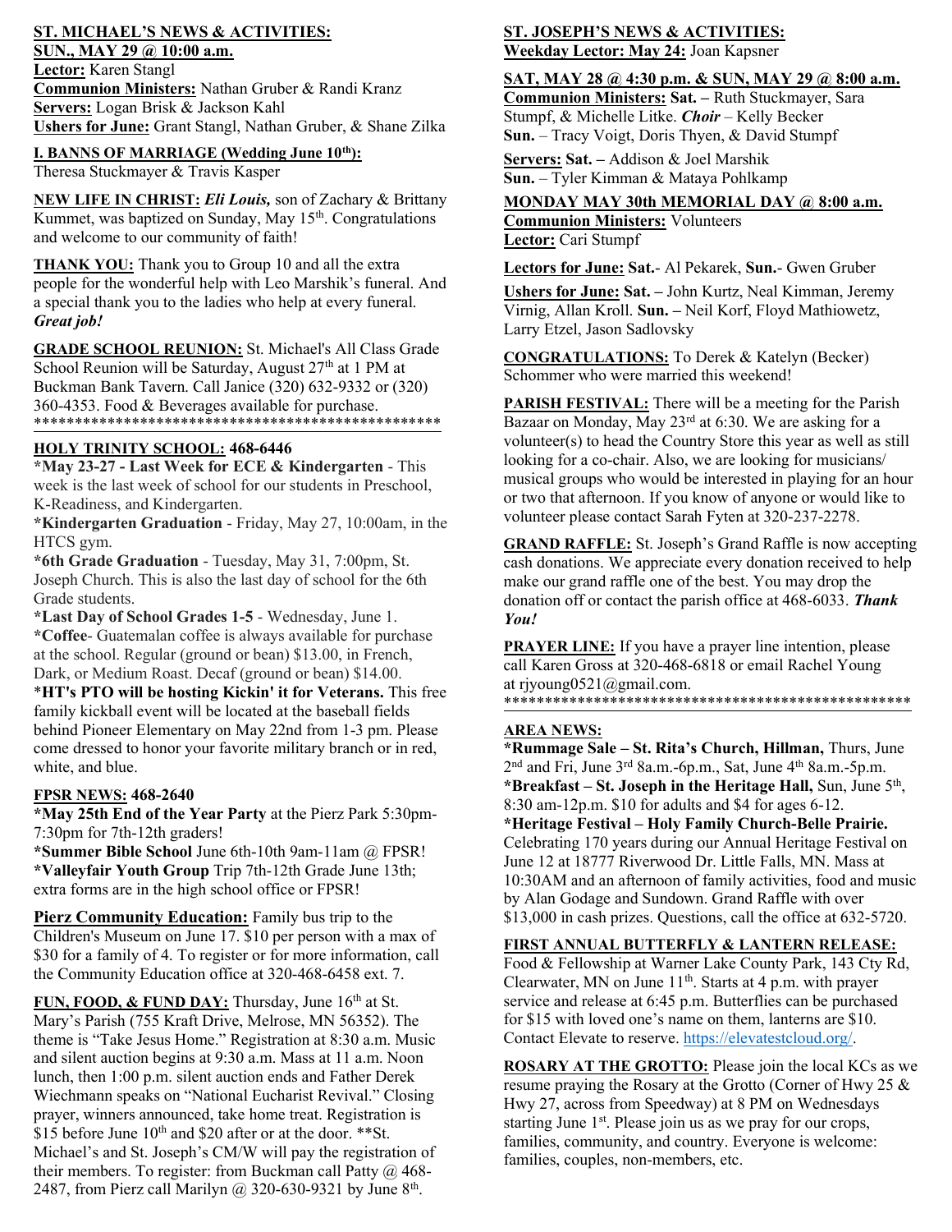**ST. MICHAEL'S NEWS & ACTIVITIES:**

**SUN., MAY 29 @ 10:00 a.m.**

**Lector:** Karen Stangl
**Communion Ministers:** Nathan Gruber & Randi Kranz
**Servers:** Logan Brisk & Jackson Kahl
**Ushers for June:** Grant Stangl, Nathan Gruber, & Shane Zilka

**I. BANNS OF MARRIAGE (Wedding June 10th):**
Theresa Stuckmayer & Travis Kasper

**NEW LIFE IN CHRIST:** ***Eli Louis,*** son of Zachary & Brittany Kummet, was baptized on Sunday, May 15th. Congratulations and welcome to our community of faith!

**THANK YOU:** Thank you to Group 10 and all the extra people for the wonderful help with Leo Marshik's funeral. And a special thank you to the ladies who help at every funeral. ***Great job!***

**GRADE SCHOOL REUNION:** St. Michael's All Class Grade School Reunion will be Saturday, August 27th at 1 PM at Buckman Bank Tavern. Call Janice (320) 632-9332 or (320) 360-4353. Food & Beverages available for purchase.

**************************************************

**HOLY TRINITY SCHOOL: 468-6446**

***May 23-27 - Last Week for ECE & Kindergarten** - This week is the last week of school for our students in Preschool, K-Readiness, and Kindergarten.

***Kindergarten Graduation** - Friday, May 27, 10:00am, in the HTCS gym.

***6th Grade Graduation** - Tuesday, May 31, 7:00pm, St. Joseph Church. This is also the last day of school for the 6th Grade students.

***Last Day of School Grades 1-5** - Wednesday, June 1.

***Coffee**- Guatemalan coffee is always available for purchase at the school. Regular (ground or bean) $13.00, in French, Dark, or Medium Roast. Decaf (ground or bean) $14.00.

***HT's PTO will be hosting Kickin' it for Veterans.** This free family kickball event will be located at the baseball fields behind Pioneer Elementary on May 22nd from 1-3 pm. Please come dressed to honor your favorite military branch or in red, white, and blue.

**FPSR NEWS: 468-2640**

***May 25th End of the Year Party** at the Pierz Park 5:30pm-7:30pm for 7th-12th graders!

***Summer Bible School** June 6th-10th 9am-11am @ FPSR!

***Valleyfair Youth Group** Trip 7th-12th Grade June 13th; extra forms are in the high school office or FPSR!

**Pierz Community Education:** Family bus trip to the Children's Museum on June 17. $10 per person with a max of $30 for a family of 4. To register or for more information, call the Community Education office at 320-468-6458 ext. 7.

**FUN, FOOD, & FUND DAY:** Thursday, June 16th at St. Mary's Parish (755 Kraft Drive, Melrose, MN 56352). The theme is "Take Jesus Home." Registration at 8:30 a.m. Music and silent auction begins at 9:30 a.m. Mass at 11 a.m. Noon lunch, then 1:00 p.m. silent auction ends and Father Derek Wiechmann speaks on "National Eucharist Revival." Closing prayer, winners announced, take home treat. Registration is $15 before June 10th and $20 after or at the door. **St. Michael's and St. Joseph's CM/W will pay the registration of their members. To register: from Buckman call Patty @ 468-2487, from Pierz call Marilyn @ 320-630-9321 by June 8th.

**ST. JOSEPH'S NEWS & ACTIVITIES:**

**Weekday Lector: May 24:** Joan Kapsner

**SAT, MAY 28 @ 4:30 p.m. & SUN, MAY 29 @ 8:00 a.m.**

**Communion Ministers: Sat. –** Ruth Stuckmayer, Sara Stumpf, & Michelle Litke. ***Choir*** – Kelly Becker
**Sun.** – Tracy Voigt, Doris Thyen, & David Stumpf

**Servers: Sat. –** Addison & Joel Marshik
**Sun.** – Tyler Kimman & Mataya Pohlkamp

**MONDAY MAY 30th MEMORIAL DAY @ 8:00 a.m.**

**Communion Ministers:** Volunteers
**Lector:** Cari Stumpf

**Lectors for June: Sat.**- Al Pekarek, **Sun.**- Gwen Gruber

**Ushers for June: Sat. –** John Kurtz, Neal Kimman, Jeremy Virnig, Allan Kroll. **Sun. –** Neil Korf, Floyd Mathiowetz, Larry Etzel, Jason Sadlovsky

**CONGRATULATIONS:** To Derek & Katelyn (Becker) Schommer who were married this weekend!

**PARISH FESTIVAL:** There will be a meeting for the Parish Bazaar on Monday, May 23rd at 6:30. We are asking for a volunteer(s) to head the Country Store this year as well as still looking for a co-chair. Also, we are looking for musicians/ musical groups who would be interested in playing for an hour or two that afternoon. If you know of anyone or would like to volunteer please contact Sarah Fyten at 320-237-2278.

**GRAND RAFFLE:** St. Joseph's Grand Raffle is now accepting cash donations. We appreciate every donation received to help make our grand raffle one of the best. You may drop the donation off or contact the parish office at 468-6033. ***Thank You!***

**PRAYER LINE:** If you have a prayer line intention, please call Karen Gross at 320-468-6818 or email Rachel Young at rjyoung0521@gmail.com.

**************************************************

**AREA NEWS:**

***Rummage Sale – St. Rita's Church, Hillman,** Thurs, June 2nd and Fri, June 3rd 8a.m.-6p.m., Sat, June 4th 8a.m.-5p.m.

***Breakfast – St. Joseph in the Heritage Hall,** Sun, June 5th, 8:30 am-12p.m. $10 for adults and $4 for ages 6-12.

***Heritage Festival – Holy Family Church-Belle Prairie.** Celebrating 170 years during our Annual Heritage Festival on June 12 at 18777 Riverwood Dr. Little Falls, MN. Mass at 10:30AM and an afternoon of family activities, food and music by Alan Godage and Sundown. Grand Raffle with over $13,000 in cash prizes. Questions, call the office at 632-5720.

**FIRST ANNUAL BUTTERFLY & LANTERN RELEASE:** Food & Fellowship at Warner Lake County Park, 143 Cty Rd, Clearwater, MN on June 11th. Starts at 4 p.m. with prayer service and release at 6:45 p.m. Butterflies can be purchased for $15 with loved one's name on them, lanterns are $10. Contact Elevate to reserve. https://elevatestcloud.org/.

**ROSARY AT THE GROTTO:** Please join the local KCs as we resume praying the Rosary at the Grotto (Corner of Hwy 25 & Hwy 27, across from Speedway) at 8 PM on Wednesdays starting June 1st. Please join us as we pray for our crops, families, community, and country. Everyone is welcome: families, couples, non-members, etc.